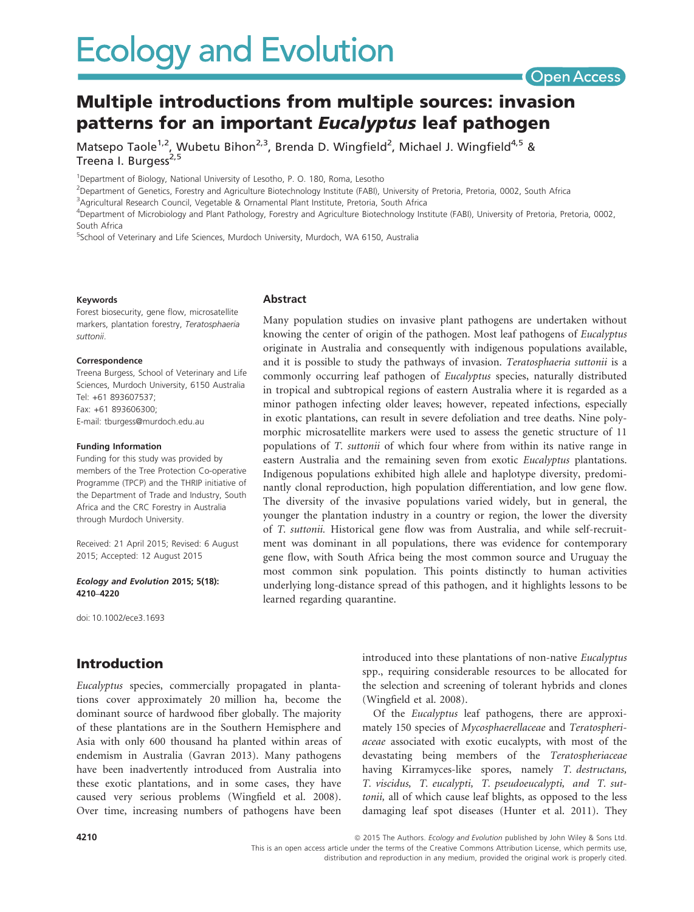# Ecology and Evolution

Open Access

## Multiple introductions from multiple sources: invasion patterns for an important *Eucalyptus* leaf pathogen

Matsepo Taole[1,2], Wubetu Bihon[2,3], Brenda D. Wingfield[2], Michael J. Wingfield[4,5] & Treena I. Burgess[2,5]

[1]Department of Biology, National University of Lesotho, P. O. 180, Roma, Lesotho

[2]Department of Genetics, Forestry and Agriculture Biotechnology Institute (FABI), University of Pretoria, Pretoria, 0002, South Africa

[3]Agricultural Research Council, Vegetable & Ornamental Plant Institute, Pretoria, South Africa

[4]Department of Microbiology and Plant Pathology, Forestry and Agriculture Biotechnology Institute (FABI), University of Pretoria, Pretoria, 0002, South Africa

[5]School of Veterinary and Life Sciences, Murdoch University, Murdoch, WA 6150, Australia

**Keywords**

Forest biosecurity, gene flow, microsatellite markers, plantation forestry, *Teratosphaeria suttonii*.

**Correspondence**

Treena Burgess, School of Veterinary and Life Sciences, Murdoch University, 6150 Australia
Tel: +61 893607537;
Fax: +61 893606300;
E-mail: tburgess@murdoch.edu.au

**Funding Information**

Funding for this study was provided by members of the Tree Protection Co-operative Programme (TPCP) and the THRIP initiative of the Department of Trade and Industry, South Africa and the CRC Forestry in Australia through Murdoch University.

Received: 21 April 2015; Revised: 6 August 2015; Accepted: 12 August 2015

***Ecology and Evolution* 2015; 5(18): 4210–4220**

doi: 10.1002/ece3.1693

### Abstract

Many population studies on invasive plant pathogens are undertaken without knowing the center of origin of the pathogen. Most leaf pathogens of *Eucalyptus* originate in Australia and consequently with indigenous populations available, and it is possible to study the pathways of invasion. *Teratosphaeria suttonii* is a commonly occurring leaf pathogen of *Eucalyptus* species, naturally distributed in tropical and subtropical regions of eastern Australia where it is regarded as a minor pathogen infecting older leaves; however, repeated infections, especially in exotic plantations, can result in severe defoliation and tree deaths. Nine polymorphic microsatellite markers were used to assess the genetic structure of 11 populations of *T. suttonii* of which four where from within its native range in eastern Australia and the remaining seven from exotic *Eucalyptus* plantations. Indigenous populations exhibited high allele and haplotype diversity, predominantly clonal reproduction, high population differentiation, and low gene flow. The diversity of the invasive populations varied widely, but in general, the younger the plantation industry in a country or region, the lower the diversity of *T. suttonii*. Historical gene flow was from Australia, and while self-recruitment was dominant in all populations, there was evidence for contemporary gene flow, with South Africa being the most common source and Uruguay the most common sink population. This points distinctly to human activities underlying long-distance spread of this pathogen, and it highlights lessons to be learned regarding quarantine.

## Introduction

*Eucalyptus* species, commercially propagated in plantations cover approximately 20 million ha, become the dominant source of hardwood fiber globally. The majority of these plantations are in the Southern Hemisphere and Asia with only 600 thousand ha planted within areas of endemism in Australia (Gavran 2013). Many pathogens have been inadvertently introduced from Australia into these exotic plantations, and in some cases, they have caused very serious problems (Wingfield et al. 2008). Over time, increasing numbers of pathogens have been introduced into these plantations of non-native *Eucalyptus* spp., requiring considerable resources to be allocated for the selection and screening of tolerant hybrids and clones (Wingfield et al. 2008).

Of the *Eucalyptus* leaf pathogens, there are approximately 150 species of *Mycosphaerellaceae* and *Teratospheriaceae* associated with exotic eucalypts, with most of the devastating being members of the *Teratospheriaceae* having Kirramyces-like spores, namely *T. destructans, T. viscidus, T. eucalypti, T. pseudoeucalypti, and T. suttonii,* all of which cause leaf blights, as opposed to the less damaging leaf spot diseases (Hunter et al. 2011). They

© 2015 The Authors. *Ecology and Evolution* published by John Wiley & Sons Ltd.
This is an open access article under the terms of the Creative Commons Attribution License, which permits use, distribution and reproduction in any medium, provided the original work is properly cited.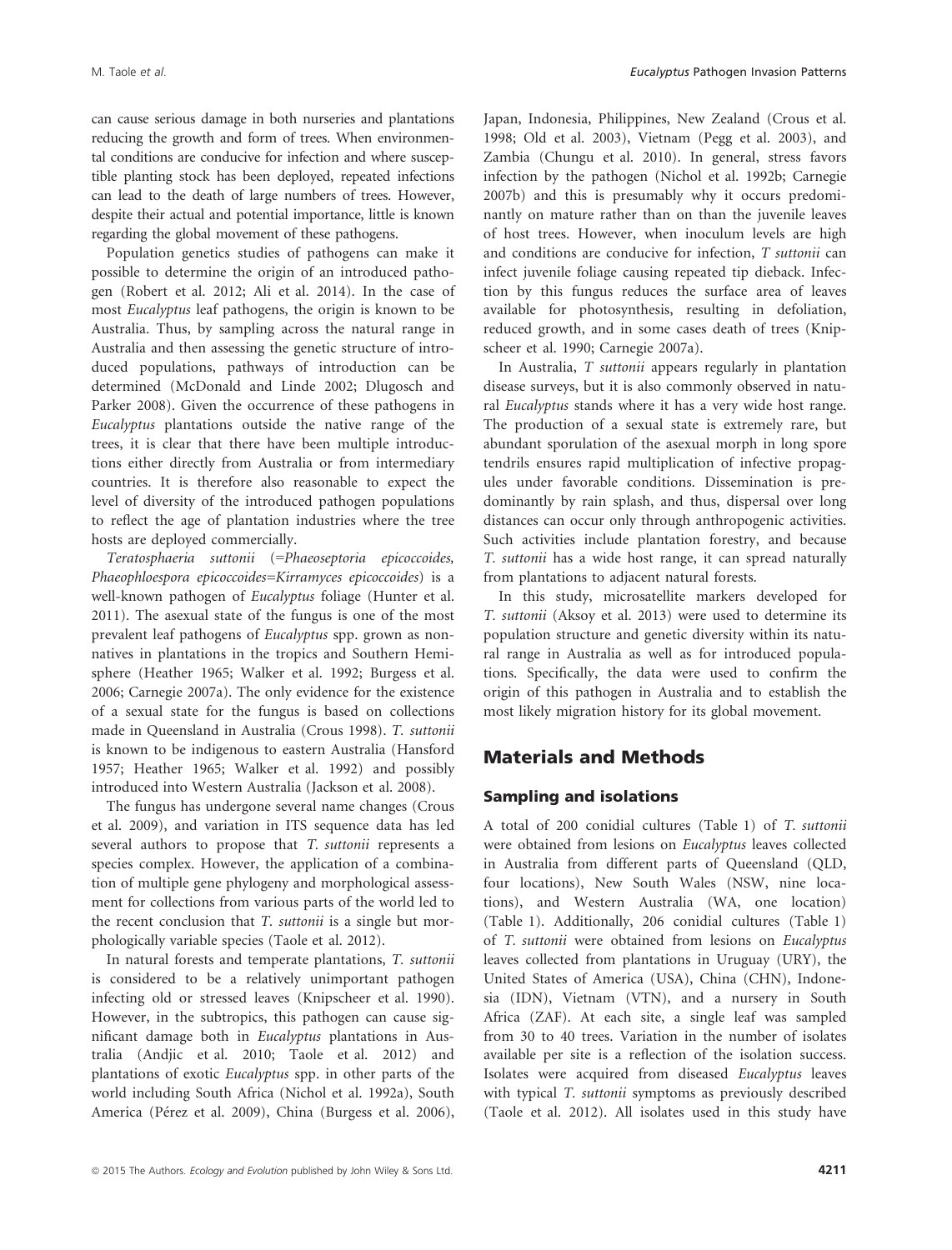can cause serious damage in both nurseries and plantations reducing the growth and form of trees. When environmental conditions are conducive for infection and where susceptible planting stock has been deployed, repeated infections can lead to the death of large numbers of trees. However, despite their actual and potential importance, little is known regarding the global movement of these pathogens.

Population genetics studies of pathogens can make it possible to determine the origin of an introduced pathogen (Robert et al. 2012; Ali et al. 2014). In the case of most *Eucalyptus* leaf pathogens, the origin is known to be Australia. Thus, by sampling across the natural range in Australia and then assessing the genetic structure of introduced populations, pathways of introduction can be determined (McDonald and Linde 2002; Dlugosch and Parker 2008). Given the occurrence of these pathogens in *Eucalyptus* plantations outside the native range of the trees, it is clear that there have been multiple introductions either directly from Australia or from intermediary countries. It is therefore also reasonable to expect the level of diversity of the introduced pathogen populations to reflect the age of plantation industries where the tree hosts are deployed commercially.

*Teratosphaeria suttonii* (=*Phaeoseptoria epicoccoides*, *Phaeophloespora epicoccoides*=*Kirramyces epicoccoides*) is a well-known pathogen of *Eucalyptus* foliage (Hunter et al. 2011). The asexual state of the fungus is one of the most prevalent leaf pathogens of *Eucalyptus* spp. grown as non-natives in plantations in the tropics and Southern Hemisphere (Heather 1965; Walker et al. 1992; Burgess et al. 2006; Carnegie 2007a). The only evidence for the existence of a sexual state for the fungus is based on collections made in Queensland in Australia (Crous 1998). *T. suttonii* is known to be indigenous to eastern Australia (Hansford 1957; Heather 1965; Walker et al. 1992) and possibly introduced into Western Australia (Jackson et al. 2008).

The fungus has undergone several name changes (Crous et al. 2009), and variation in ITS sequence data has led several authors to propose that *T. suttonii* represents a species complex. However, the application of a combination of multiple gene phylogeny and morphological assessment for collections from various parts of the world led to the recent conclusion that *T. suttonii* is a single but morphologically variable species (Taole et al. 2012).

In natural forests and temperate plantations, *T. suttonii* is considered to be a relatively unimportant pathogen infecting old or stressed leaves (Knipscheer et al. 1990). However, in the subtropics, this pathogen can cause significant damage both in *Eucalyptus* plantations in Australia (Andjic et al. 2010; Taole et al. 2012) and plantations of exotic *Eucalyptus* spp. in other parts of the world including South Africa (Nichol et al. 1992a), South America (Pérez et al. 2009), China (Burgess et al. 2006), Japan, Indonesia, Philippines, New Zealand (Crous et al. 1998; Old et al. 2003), Vietnam (Pegg et al. 2003), and Zambia (Chungu et al. 2010). In general, stress favors infection by the pathogen (Nichol et al. 1992b; Carnegie 2007b) and this is presumably why it occurs predominantly on mature rather than on than the juvenile leaves of host trees. However, when inoculum levels are high and conditions are conducive for infection, *T suttonii* can infect juvenile foliage causing repeated tip dieback. Infection by this fungus reduces the surface area of leaves available for photosynthesis, resulting in defoliation, reduced growth, and in some cases death of trees (Knipscheer et al. 1990; Carnegie 2007a).

In Australia, *T suttonii* appears regularly in plantation disease surveys, but it is also commonly observed in natural *Eucalyptus* stands where it has a very wide host range. The production of a sexual state is extremely rare, but abundant sporulation of the asexual morph in long spore tendrils ensures rapid multiplication of infective propagules under favorable conditions. Dissemination is predominantly by rain splash, and thus, dispersal over long distances can occur only through anthropogenic activities. Such activities include plantation forestry, and because *T. suttonii* has a wide host range, it can spread naturally from plantations to adjacent natural forests.

In this study, microsatellite markers developed for *T. suttonii* (Aksoy et al. 2013) were used to determine its population structure and genetic diversity within its natural range in Australia as well as for introduced populations. Specifically, the data were used to confirm the origin of this pathogen in Australia and to establish the most likely migration history for its global movement.

## Materials and Methods

### Sampling and isolations

A total of 200 conidial cultures (Table 1) of *T. suttonii* were obtained from lesions on *Eucalyptus* leaves collected in Australia from different parts of Queensland (QLD, four locations), New South Wales (NSW, nine locations), and Western Australia (WA, one location) (Table 1). Additionally, 206 conidial cultures (Table 1) of *T. suttonii* were obtained from lesions on *Eucalyptus* leaves collected from plantations in Uruguay (URY), the United States of America (USA), China (CHN), Indonesia (IDN), Vietnam (VTN), and a nursery in South Africa (ZAF). At each site, a single leaf was sampled from 30 to 40 trees. Variation in the number of isolates available per site is a reflection of the isolation success. Isolates were acquired from diseased *Eucalyptus* leaves with typical *T. suttonii* symptoms as previously described (Taole et al. 2012). All isolates used in this study have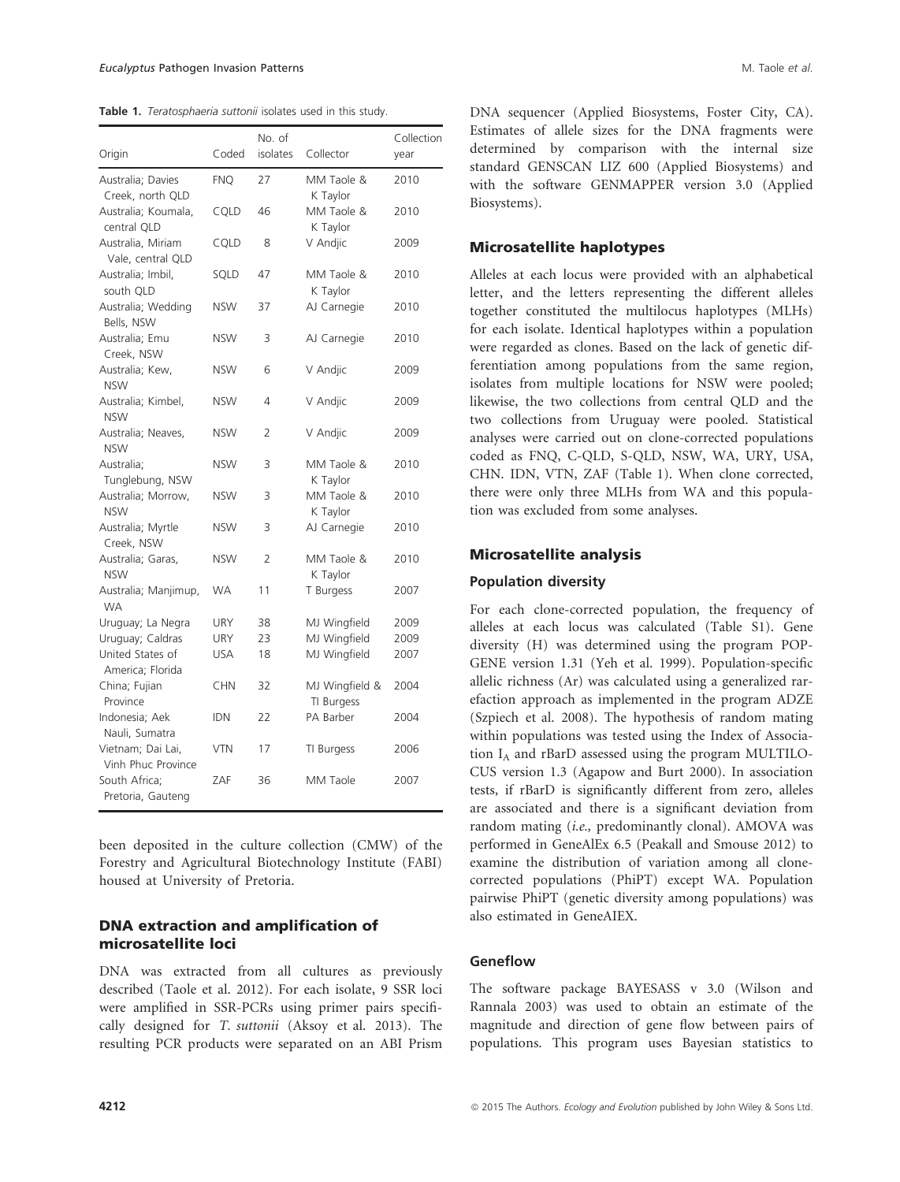**Table 1.** *Teratosphaeria suttonii* isolates used in this study.

| Origin | Coded | No. of isolates | Collector | Collection year |
|---|---|---|---|---|
| Australia; Davies Creek, north QLD | FNQ | 27 | MM Taole & K Taylor | 2010 |
| Australia; Koumala, central QLD | CQLD | 46 | MM Taole & K Taylor | 2010 |
| Australia, Miriam Vale, central QLD | CQLD | 8 | V Andjic | 2009 |
| Australia; Imbil, south QLD | SQLD | 47 | MM Taole & K Taylor | 2010 |
| Australia; Wedding Bells, NSW | NSW | 37 | AJ Carnegie | 2010 |
| Australia; Emu Creek, NSW | NSW | 3 | AJ Carnegie | 2010 |
| Australia; Kew, NSW | NSW | 6 | V Andjic | 2009 |
| Australia; Kimbel, NSW | NSW | 4 | V Andjic | 2009 |
| Australia; Neaves, NSW | NSW | 2 | V Andjic | 2009 |
| Australia; Tunglebung, NSW | NSW | 3 | MM Taole & K Taylor | 2010 |
| Australia; Morrow, NSW | NSW | 3 | MM Taole & K Taylor | 2010 |
| Australia; Myrtle Creek, NSW | NSW | 3 | AJ Carnegie | 2010 |
| Australia; Garas, NSW | NSW | 2 | MM Taole & K Taylor | 2010 |
| Australia; Manjimup, WA | WA | 11 | T Burgess | 2007 |
| Uruguay; La Negra | URY | 38 | MJ Wingfield | 2009 |
| Uruguay; Caldras | URY | 23 | MJ Wingfield | 2009 |
| United States of America; Florida | USA | 18 | MJ Wingfield | 2007 |
| China; Fujian Province | CHN | 32 | MJ Wingfield & TI Burgess | 2004 |
| Indonesia; Aek Nauli, Sumatra | IDN | 22 | PA Barber | 2004 |
| Vietnam; Dai Lai, Vinh Phuc Province | VTN | 17 | TI Burgess | 2006 |
| South Africa; Pretoria, Gauteng | ZAF | 36 | MM Taole | 2007 |

been deposited in the culture collection (CMW) of the Forestry and Agricultural Biotechnology Institute (FABI) housed at University of Pretoria.

## DNA extraction and amplification of microsatellite loci

DNA was extracted from all cultures as previously described (Taole et al. 2012). For each isolate, 9 SSR loci were amplified in SSR-PCRs using primer pairs specifically designed for *T. suttonii* (Aksoy et al. 2013). The resulting PCR products were separated on an ABI Prism DNA sequencer (Applied Biosystems, Foster City, CA). Estimates of allele sizes for the DNA fragments were determined by comparison with the internal size standard GENSCAN LIZ 600 (Applied Biosystems) and with the software GENMAPPER version 3.0 (Applied Biosystems).

## Microsatellite haplotypes

Alleles at each locus were provided with an alphabetical letter, and the letters representing the different alleles together constituted the multilocus haplotypes (MLHs) for each isolate. Identical haplotypes within a population were regarded as clones. Based on the lack of genetic differentiation among populations from the same region, isolates from multiple locations for NSW were pooled; likewise, the two collections from central QLD and the two collections from Uruguay were pooled. Statistical analyses were carried out on clone-corrected populations coded as FNQ, C-QLD, S-QLD, NSW, WA, URY, USA, CHN. IDN, VTN, ZAF (Table 1). When clone corrected, there were only three MLHs from WA and this population was excluded from some analyses.

## Microsatellite analysis

### Population diversity

For each clone-corrected population, the frequency of alleles at each locus was calculated (Table S1). Gene diversity (H) was determined using the program POPGENE version 1.31 (Yeh et al. 1999). Population-specific allelic richness (Ar) was calculated using a generalized rarefaction approach as implemented in the program ADZE (Szpiech et al. 2008). The hypothesis of random mating within populations was tested using the Index of Association $I_A$ and rBarD assessed using the program MULTILOCUS version 1.3 (Agapow and Burt 2000). In association tests, if rBarD is significantly different from zero, alleles are associated and there is a significant deviation from random mating (*i.e.,* predominantly clonal). AMOVA was performed in GeneAlEx 6.5 (Peakall and Smouse 2012) to examine the distribution of variation among all clone-corrected populations (PhiPT) except WA. Population pairwise PhiPT (genetic diversity among populations) was also estimated in GeneAIEX.

### Geneflow

The software package BAYESASS v 3.0 (Wilson and Rannala 2003) was used to obtain an estimate of the magnitude and direction of gene flow between pairs of populations. This program uses Bayesian statistics to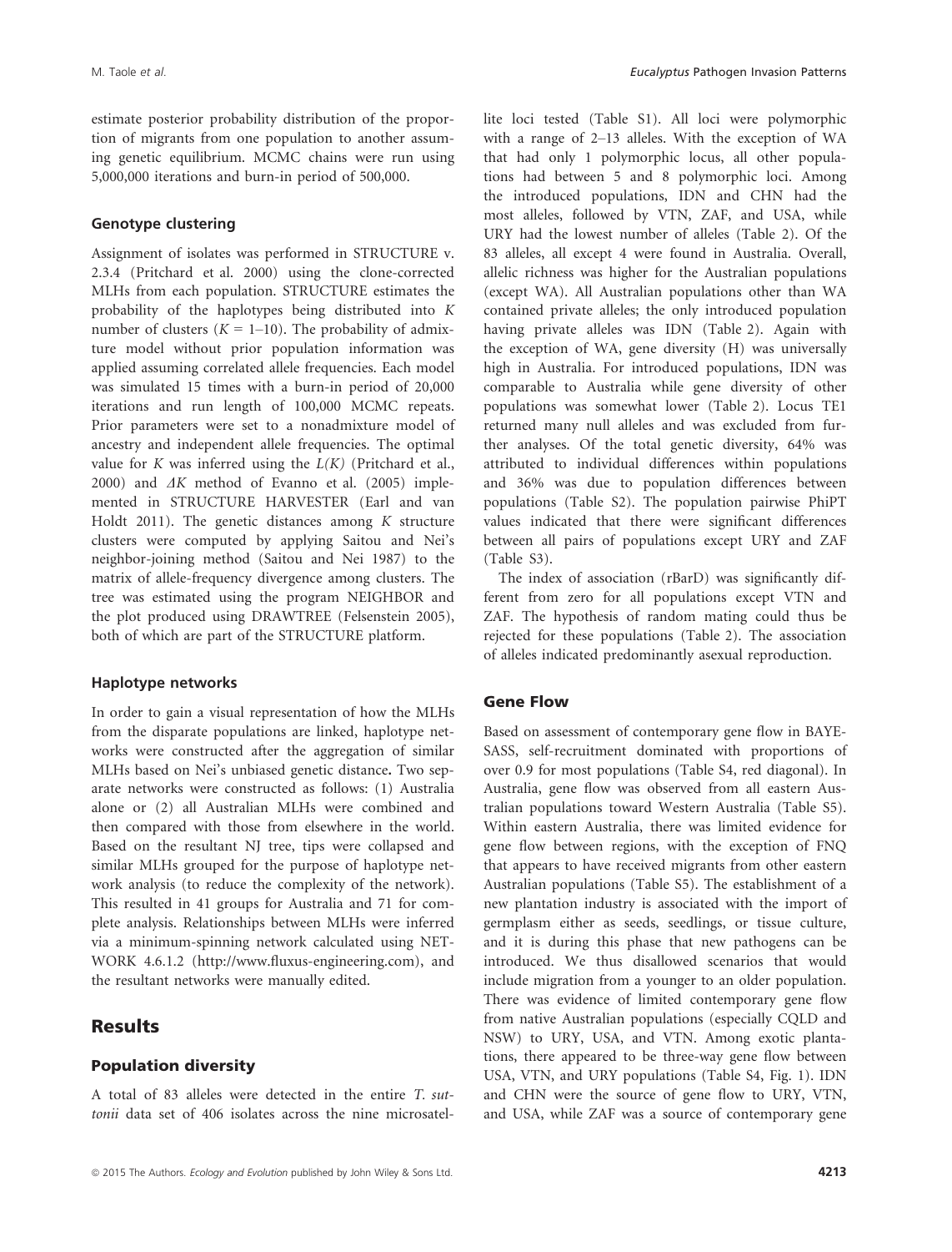estimate posterior probability distribution of the proportion of migrants from one population to another assuming genetic equilibrium. MCMC chains were run using 5,000,000 iterations and burn-in period of 500,000.

### Genotype clustering

Assignment of isolates was performed in STRUCTURE v. 2.3.4 (Pritchard et al. 2000) using the clone-corrected MLHs from each population. STRUCTURE estimates the probability of the haplotypes being distributed into $K$ number of clusters ($K = 1$–10). The probability of admixture model without prior population information was applied assuming correlated allele frequencies. Each model was simulated 15 times with a burn-in period of 20,000 iterations and run length of 100,000 MCMC repeats. Prior parameters were set to a nonadmixture model of ancestry and independent allele frequencies. The optimal value for $K$ was inferred using the $L(K)$ (Pritchard et al., 2000) and $\Delta K$ method of Evanno et al. (2005) implemented in STRUCTURE HARVESTER (Earl and van Holdt 2011). The genetic distances among $K$ structure clusters were computed by applying Saitou and Nei's neighbor-joining method (Saitou and Nei 1987) to the matrix of allele-frequency divergence among clusters. The tree was estimated using the program NEIGHBOR and the plot produced using DRAWTREE (Felsenstein 2005), both of which are part of the STRUCTURE platform.

### Haplotype networks

In order to gain a visual representation of how the MLHs from the disparate populations are linked, haplotype networks were constructed after the aggregation of similar MLHs based on Nei's unbiased genetic distance**.** Two separate networks were constructed as follows: (1) Australia alone or (2) all Australian MLHs were combined and then compared with those from elsewhere in the world. Based on the resultant NJ tree, tips were collapsed and similar MLHs grouped for the purpose of haplotype network analysis (to reduce the complexity of the network). This resulted in 41 groups for Australia and 71 for complete analysis. Relationships between MLHs were inferred via a minimum-spinning network calculated using NETWORK 4.6.1.2 (http://www.fluxus-engineering.com), and the resultant networks were manually edited.

## Results

### Population diversity

A total of 83 alleles were detected in the entire *T. suttonii* data set of 406 isolates across the nine microsatellite loci tested (Table S1). All loci were polymorphic with a range of 2–13 alleles. With the exception of WA that had only 1 polymorphic locus, all other populations had between 5 and 8 polymorphic loci. Among the introduced populations, IDN and CHN had the most alleles, followed by VTN, ZAF, and USA, while URY had the lowest number of alleles (Table 2). Of the 83 alleles, all except 4 were found in Australia. Overall, allelic richness was higher for the Australian populations (except WA). All Australian populations other than WA contained private alleles; the only introduced population having private alleles was IDN (Table 2). Again with the exception of WA, gene diversity (H) was universally high in Australia. For introduced populations, IDN was comparable to Australia while gene diversity of other populations was somewhat lower (Table 2). Locus TE1 returned many null alleles and was excluded from further analyses. Of the total genetic diversity, 64% was attributed to individual differences within populations and 36% was due to population differences between populations (Table S2). The population pairwise PhiPT values indicated that there were significant differences between all pairs of populations except URY and ZAF (Table S3).

The index of association (rBarD) was significantly different from zero for all populations except VTN and ZAF. The hypothesis of random mating could thus be rejected for these populations (Table 2). The association of alleles indicated predominantly asexual reproduction.

### Gene Flow

Based on assessment of contemporary gene flow in BAYESASS, self-recruitment dominated with proportions of over 0.9 for most populations (Table S4, red diagonal). In Australia, gene flow was observed from all eastern Australian populations toward Western Australia (Table S5). Within eastern Australia, there was limited evidence for gene flow between regions, with the exception of FNQ that appears to have received migrants from other eastern Australian populations (Table S5). The establishment of a new plantation industry is associated with the import of germplasm either as seeds, seedlings, or tissue culture, and it is during this phase that new pathogens can be introduced. We thus disallowed scenarios that would include migration from a younger to an older population. There was evidence of limited contemporary gene flow from native Australian populations (especially CQLD and NSW) to URY, USA, and VTN. Among exotic plantations, there appeared to be three-way gene flow between USA, VTN, and URY populations (Table S4, Fig. 1). IDN and CHN were the source of gene flow to URY, VTN, and USA, while ZAF was a source of contemporary gene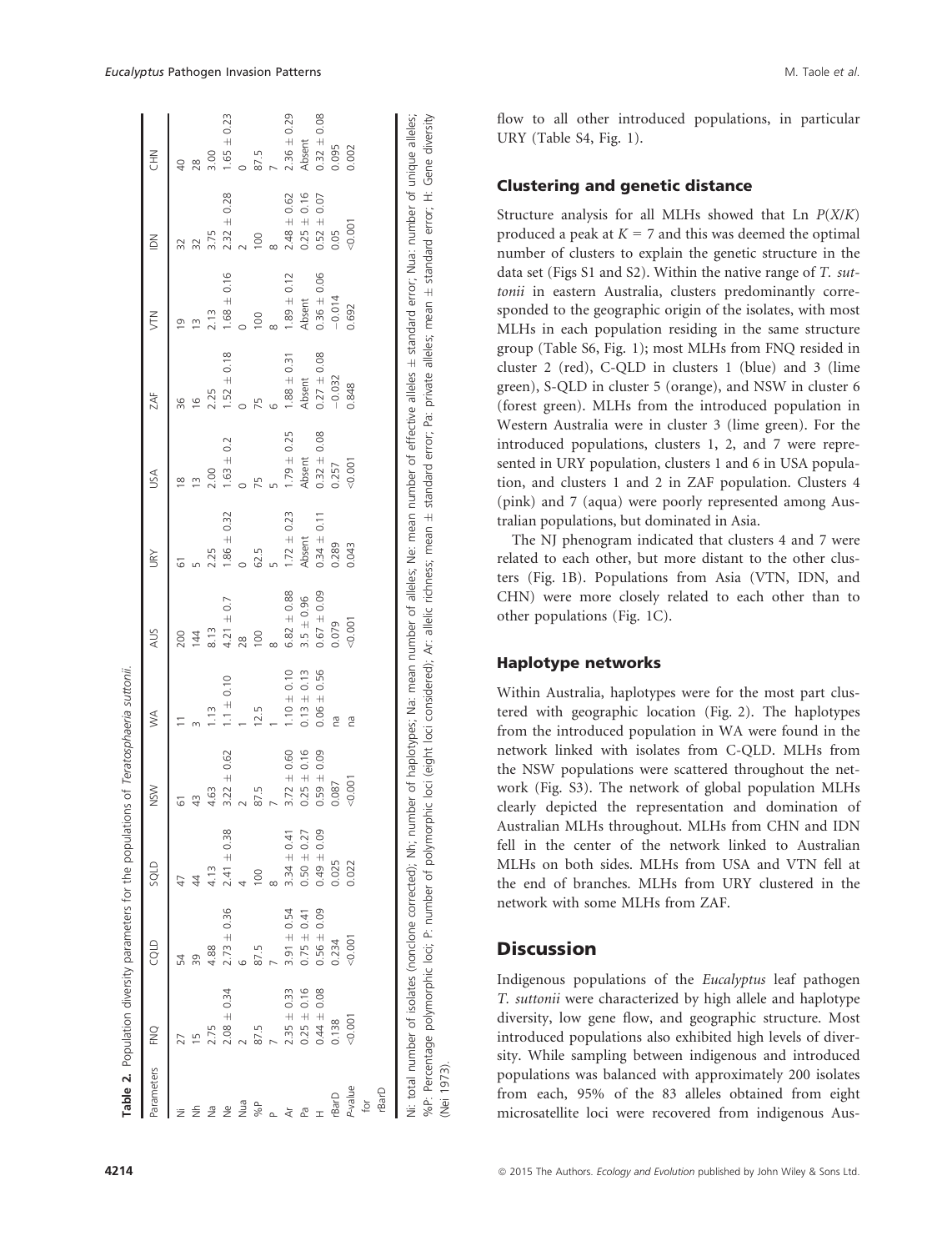**Table 2.** Population diversity parameters for the populations of *Teratosphaeria suttonii*.

| Parameters | FNQ | CQLD | SQLD | NSW | WA | AUS | URY | USA | ZAF | VTN | IDN | CHN |
|---|---|---|---|---|---|---|---|---|---|---|---|---|
| Ni | 27 | 54 | 47 | 61 | 11 | 200 | 61 | 18 | 36 | 19 | 32 | 40 |
| Nh | 15 | 39 | 44 | 43 | 3 | 144 | 5 | 13 | 16 | 13 | 32 | 28 |
| Na | 2.75 | 4.88 | 4.13 | 4.63 | 1.13 | 8.13 | 2.25 | 2.00 | 2.25 | 2.13 | 3.75 | 3.00 |
| Ne | 2.08 ± 0.34 | 2.73 ± 0.36 | 2.41 ± 0.38 | 3.22 ± 0.62 | 1.1 ± 0.10 | 4.21 ± 0.7 | 1.86 ± 0.32 | 1.63 ± 0.2 | 1.52 ± 0.18 | 1.68 ± 0.16 | 2.32 ± 0.28 | 1.65 ± 0.23 |
| Nua | 2 | 6 | 4 | 2 | 1 | 28 | 0 | 0 | 0 | 0 | 2 | 0 |
| %P | 87.5 | 87.5 | 100 | 87.5 | 12.5 | 100 | 62.5 | 75 | 75 | 100 | 100 | 87.5 |
| P | 7 | 7 | 8 | 7 | 1 | 8 | 5 | 5 | 6 | 8 | 8 | 7 |
| Ar | 2.35 ± 0.33 | 3.91 ± 0.54 | 3.34 ± 0.41 | 3.72 ± 0.60 | 1.10 ± 0.10 | 6.82 ± 0.88 | 1.72 ± 0.23 | 1.79 ± 0.25 | 1.88 ± 0.31 | 1.89 ± 0.12 | 2.48 ± 0.62 | 2.36 ± 0.29 |
| Pa | 0.25 ± 0.16 | 0.75 ± 0.41 | 0.50 ± 0.27 | 0.25 ± 0.16 | 0.13 ± 0.13 | 3.5 ± 0.96 | Absent | Absent | Absent | Absent | 0.25 ± 0.16 | Absent |
| H | 0.44 ± 0.08 | 0.56 ± 0.09 | 0.49 ± 0.09 | 0.59 ± 0.09 | 0.06 ± 0.56 | 0.67 ± 0.09 | 0.34 ± 0.11 | 0.32 ± 0.08 | 0.27 ± 0.08 | 0.36 ± 0.06 | 0.52 ± 0.07 | 0.32 ± 0.08 |
| rBarD | 0.138 | 0.234 | 0.025 | 0.087 | na | 0.079 | 0.289 | 0.257 | −0.032 | −0.014 | 0.05 | 0.095 |
| P-value for rBarD | <0.001 | <0.001 | 0.022 | <0.001 | na | <0.001 | 0.043 | <0.001 | 0.848 | 0.692 | <0.001 | 0.002 |

Ni: total number of isolates (nonclone corrected); Nh; number of haplotypes; Na: mean number of alleles; Ne: mean number of effective alleles ± standard error; Nua: number of unique alleles; %P: Percentage polymorphic loci; P: number of polymorphic loci (eight loci considered); Ar: allelic richness; mean ± standard error; Pa: private alleles; mean ± standard error; H: Gene diversity (Nei 1973).

flow to all other introduced populations, in particular URY (Table S4, Fig. 1).

## Clustering and genetic distance

Structure analysis for all MLHs showed that Ln $P(X/K)$ produced a peak at $K = 7$ and this was deemed the optimal number of clusters to explain the genetic structure in the data set (Figs S1 and S2). Within the native range of *T. suttonii* in eastern Australia, clusters predominantly corresponded to the geographic origin of the isolates, with most MLHs in each population residing in the same structure group (Table S6, Fig. 1); most MLHs from FNQ resided in cluster 2 (red), C-QLD in clusters 1 (blue) and 3 (lime green), S-QLD in cluster 5 (orange), and NSW in cluster 6 (forest green). MLHs from the introduced population in Western Australia were in cluster 3 (lime green). For the introduced populations, clusters 1, 2, and 7 were represented in URY population, clusters 1 and 6 in USA population, and clusters 1 and 2 in ZAF population. Clusters 4 (pink) and 7 (aqua) were poorly represented among Australian populations, but dominated in Asia.

The NJ phenogram indicated that clusters 4 and 7 were related to each other, but more distant to the other clusters (Fig. 1B). Populations from Asia (VTN, IDN, and CHN) were more closely related to each other than to other populations (Fig. 1C).

## Haplotype networks

Within Australia, haplotypes were for the most part clustered with geographic location (Fig. 2). The haplotypes from the introduced population in WA were found in the network linked with isolates from C-QLD. MLHs from the NSW populations were scattered throughout the network (Fig. S3). The network of global population MLHs clearly depicted the representation and domination of Australian MLHs throughout. MLHs from CHN and IDN fell in the center of the network linked to Australian MLHs on both sides. MLHs from USA and VTN fell at the end of branches. MLHs from URY clustered in the network with some MLHs from ZAF.

# Discussion

Indigenous populations of the *Eucalyptus* leaf pathogen *T. suttonii* were characterized by high allele and haplotype diversity, low gene flow, and geographic structure. Most introduced populations also exhibited high levels of diversity. While sampling between indigenous and introduced populations was balanced with approximately 200 isolates from each, 95% of the 83 alleles obtained from eight microsatellite loci were recovered from indigenous Aus-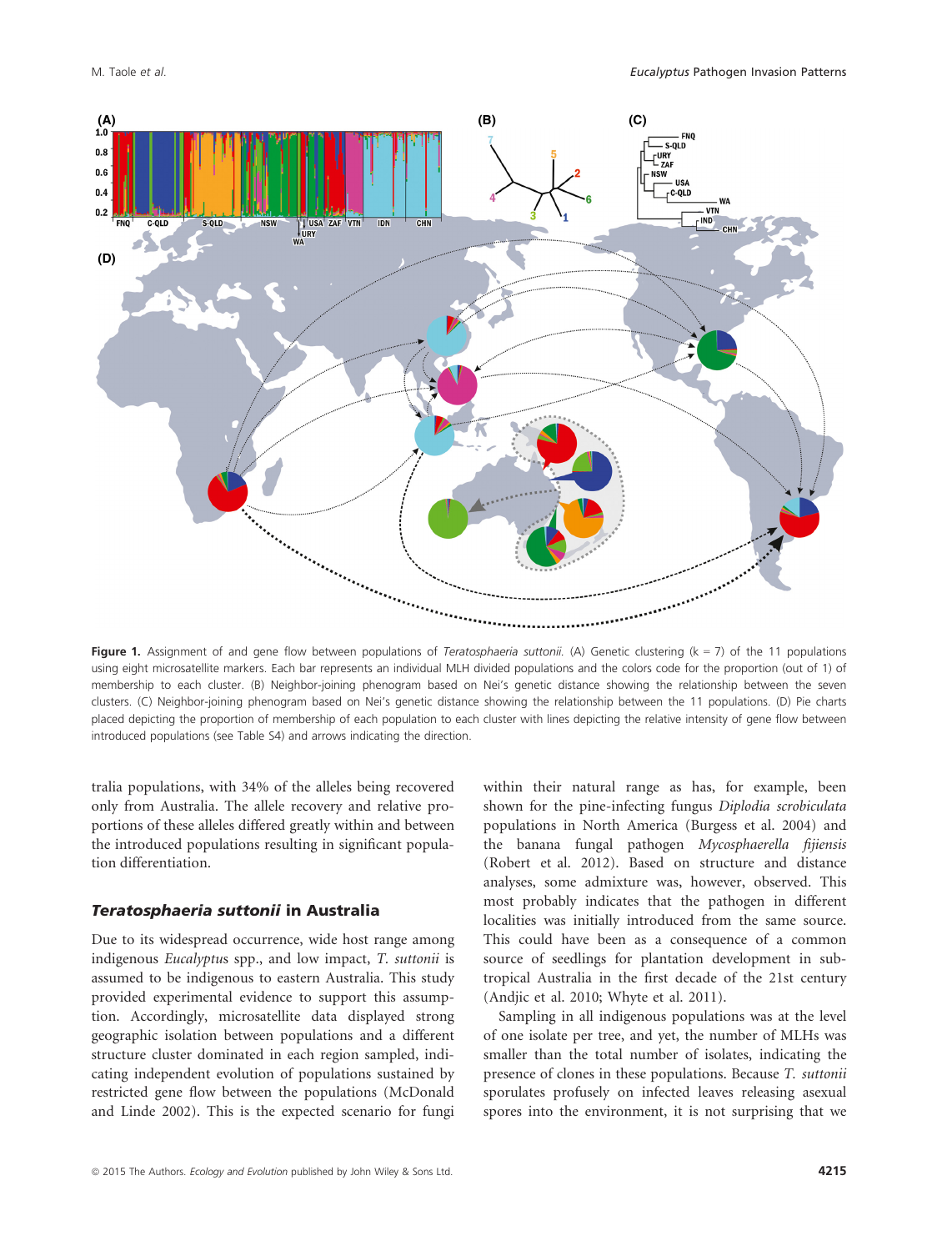Figure 1. Assignment of and gene flow between populations of *Teratosphaeria suttonii*. (A) Genetic clustering (k = 7) of the 11 populations using eight microsatellite markers. Each bar represents an individual MLH divided populations and the colors code for the proportion (out of 1) of membership to each cluster. (B) Neighbor-joining phenogram based on Nei's genetic distance showing the relationship between the seven clusters. (C) Neighbor-joining phenogram based on Nei's genetic distance showing the relationship between the 11 populations. (D) Pie charts placed depicting the proportion of membership of each population to each cluster with lines depicting the relative intensity of gene flow between introduced populations (see Table S4) and arrows indicating the direction.

tralia populations, with 34% of the alleles being recovered only from Australia. The allele recovery and relative proportions of these alleles differed greatly within and between the introduced populations resulting in significant population differentiation.

### *Teratosphaeria suttonii* in Australia

Due to its widespread occurrence, wide host range among indigenous *Eucalyptus* spp., and low impact, *T. suttonii* is assumed to be indigenous to eastern Australia. This study provided experimental evidence to support this assumption. Accordingly, microsatellite data displayed strong geographic isolation between populations and a different structure cluster dominated in each region sampled, indicating independent evolution of populations sustained by restricted gene flow between the populations (McDonald and Linde 2002). This is the expected scenario for fungi within their natural range as has, for example, been shown for the pine-infecting fungus *Diplodia scrobiculata* populations in North America (Burgess et al. 2004) and the banana fungal pathogen *Mycosphaerella fijiensis* (Robert et al. 2012). Based on structure and distance analyses, some admixture was, however, observed. This most probably indicates that the pathogen in different localities was initially introduced from the same source. This could have been as a consequence of a common source of seedlings for plantation development in subtropical Australia in the first decade of the 21st century (Andjic et al. 2010; Whyte et al. 2011).

Sampling in all indigenous populations was at the level of one isolate per tree, and yet, the number of MLHs was smaller than the total number of isolates, indicating the presence of clones in these populations. Because *T. suttonii* sporulates profusely on infected leaves releasing asexual spores into the environment, it is not surprising that we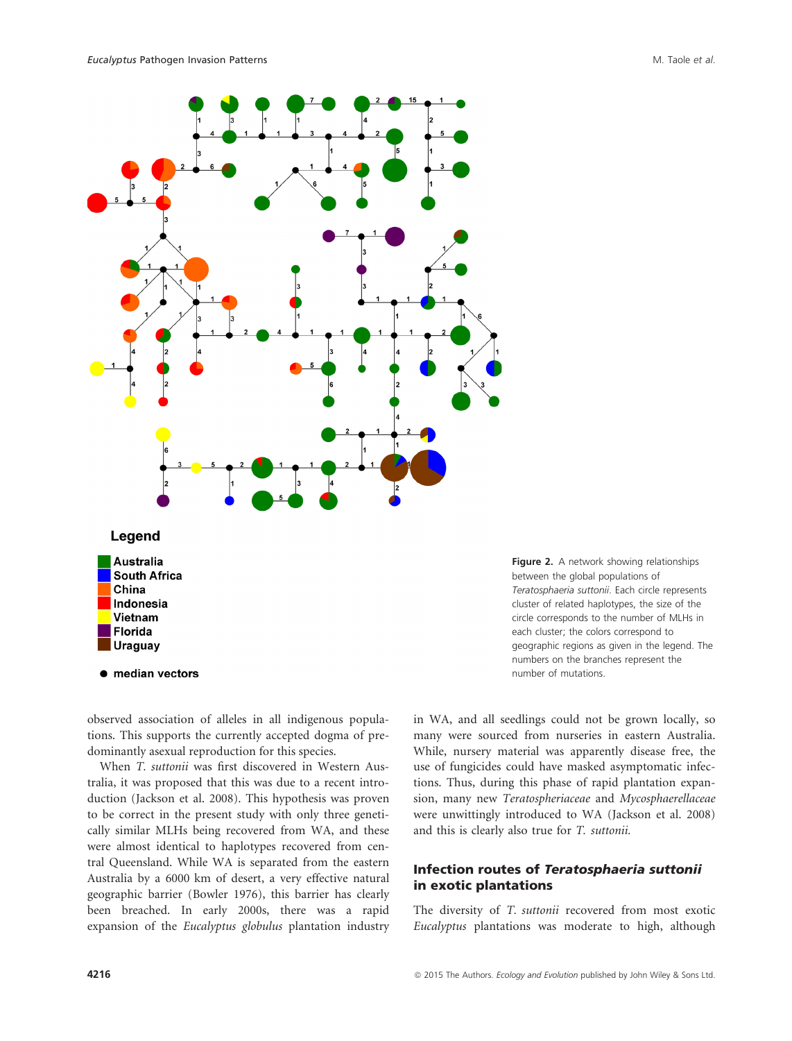Legend

- Australia
- South Africa
- China
- Indonesia
- Vietnam
- Florida
- Uraguay

● median vectors

**Figure 2.** A network showing relationships between the global populations of *Teratosphaeria suttonii*. Each circle represents cluster of related haplotypes, the size of the circle corresponds to the number of MLHs in each cluster; the colors correspond to geographic regions as given in the legend. The numbers on the branches represent the number of mutations.

observed association of alleles in all indigenous populations. This supports the currently accepted dogma of predominantly asexual reproduction for this species.

When *T. suttonii* was first discovered in Western Australia, it was proposed that this was due to a recent introduction (Jackson et al. 2008). This hypothesis was proven to be correct in the present study with only three genetically similar MLHs being recovered from WA, and these were almost identical to haplotypes recovered from central Queensland. While WA is separated from the eastern Australia by a 6000 km of desert, a very effective natural geographic barrier (Bowler 1976), this barrier has clearly been breached. In early 2000s, there was a rapid expansion of the *Eucalyptus globulus* plantation industry in WA, and all seedlings could not be grown locally, so many were sourced from nurseries in eastern Australia. While, nursery material was apparently disease free, the use of fungicides could have masked asymptomatic infections. Thus, during this phase of rapid plantation expansion, many new *Teratospheriaceae* and *Mycosphaerellaceae* were unwittingly introduced to WA (Jackson et al. 2008) and this is clearly also true for *T. suttonii*.

## Infection routes of *Teratosphaeria suttonii* in exotic plantations

The diversity of *T. suttonii* recovered from most exotic *Eucalyptus* plantations was moderate to high, although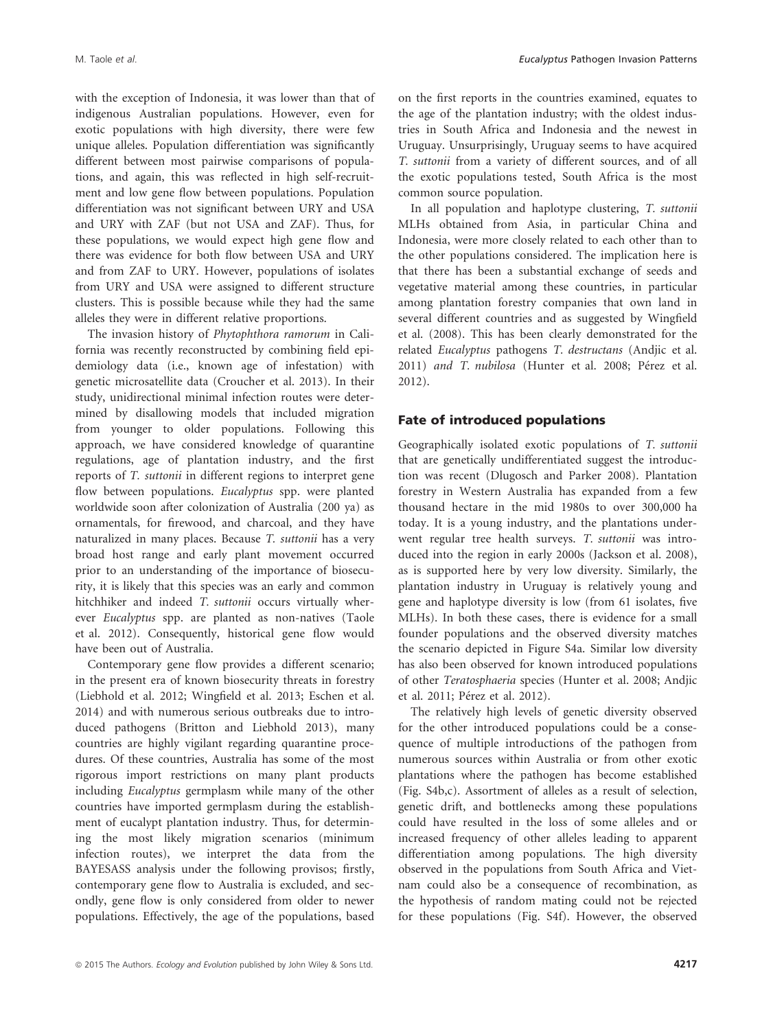with the exception of Indonesia, it was lower than that of indigenous Australian populations. However, even for exotic populations with high diversity, there were few unique alleles. Population differentiation was significantly different between most pairwise comparisons of populations, and again, this was reflected in high self-recruitment and low gene flow between populations. Population differentiation was not significant between URY and USA and URY with ZAF (but not USA and ZAF). Thus, for these populations, we would expect high gene flow and there was evidence for both flow between USA and URY and from ZAF to URY. However, populations of isolates from URY and USA were assigned to different structure clusters. This is possible because while they had the same alleles they were in different relative proportions.

The invasion history of *Phytophthora ramorum* in California was recently reconstructed by combining field epidemiology data (i.e., known age of infestation) with genetic microsatellite data (Croucher et al. 2013). In their study, unidirectional minimal infection routes were determined by disallowing models that included migration from younger to older populations. Following this approach, we have considered knowledge of quarantine regulations, age of plantation industry, and the first reports of *T. suttonii* in different regions to interpret gene flow between populations. *Eucalyptus* spp. were planted worldwide soon after colonization of Australia (200 ya) as ornamentals, for firewood, and charcoal, and they have naturalized in many places. Because *T. suttonii* has a very broad host range and early plant movement occurred prior to an understanding of the importance of biosecurity, it is likely that this species was an early and common hitchhiker and indeed *T. suttonii* occurs virtually wherever *Eucalyptus* spp. are planted as non-natives (Taole et al. 2012). Consequently, historical gene flow would have been out of Australia.

Contemporary gene flow provides a different scenario; in the present era of known biosecurity threats in forestry (Liebhold et al. 2012; Wingfield et al. 2013; Eschen et al. 2014) and with numerous serious outbreaks due to introduced pathogens (Britton and Liebhold 2013), many countries are highly vigilant regarding quarantine procedures. Of these countries, Australia has some of the most rigorous import restrictions on many plant products including *Eucalyptus* germplasm while many of the other countries have imported germplasm during the establishment of eucalypt plantation industry. Thus, for determining the most likely migration scenarios (minimum infection routes), we interpret the data from the BAYESASS analysis under the following provisos; firstly, contemporary gene flow to Australia is excluded, and secondly, gene flow is only considered from older to newer populations. Effectively, the age of the populations, based on the first reports in the countries examined, equates to the age of the plantation industry; with the oldest industries in South Africa and Indonesia and the newest in Uruguay. Unsurprisingly, Uruguay seems to have acquired *T. suttonii* from a variety of different sources, and of all the exotic populations tested, South Africa is the most common source population.

In all population and haplotype clustering, *T. suttonii* MLHs obtained from Asia, in particular China and Indonesia, were more closely related to each other than to the other populations considered. The implication here is that there has been a substantial exchange of seeds and vegetative material among these countries, in particular among plantation forestry companies that own land in several different countries and as suggested by Wingfield et al. (2008). This has been clearly demonstrated for the related *Eucalyptus* pathogens *T. destructans* (Andjic et al. 2011) *and T. nubilosa* (Hunter et al. 2008; Pérez et al. 2012).

## Fate of introduced populations

Geographically isolated exotic populations of *T. suttonii* that are genetically undifferentiated suggest the introduction was recent (Dlugosch and Parker 2008). Plantation forestry in Western Australia has expanded from a few thousand hectare in the mid 1980s to over 300,000 ha today. It is a young industry, and the plantations underwent regular tree health surveys. *T. suttonii* was introduced into the region in early 2000s (Jackson et al. 2008), as is supported here by very low diversity. Similarly, the plantation industry in Uruguay is relatively young and gene and haplotype diversity is low (from 61 isolates, five MLHs). In both these cases, there is evidence for a small founder populations and the observed diversity matches the scenario depicted in Figure S4a. Similar low diversity has also been observed for known introduced populations of other *Teratosphaeria* species (Hunter et al. 2008; Andjic et al. 2011; Pérez et al. 2012).

The relatively high levels of genetic diversity observed for the other introduced populations could be a consequence of multiple introductions of the pathogen from numerous sources within Australia or from other exotic plantations where the pathogen has become established (Fig. S4b,c). Assortment of alleles as a result of selection, genetic drift, and bottlenecks among these populations could have resulted in the loss of some alleles and or increased frequency of other alleles leading to apparent differentiation among populations. The high diversity observed in the populations from South Africa and Vietnam could also be a consequence of recombination, as the hypothesis of random mating could not be rejected for these populations (Fig. S4f). However, the observed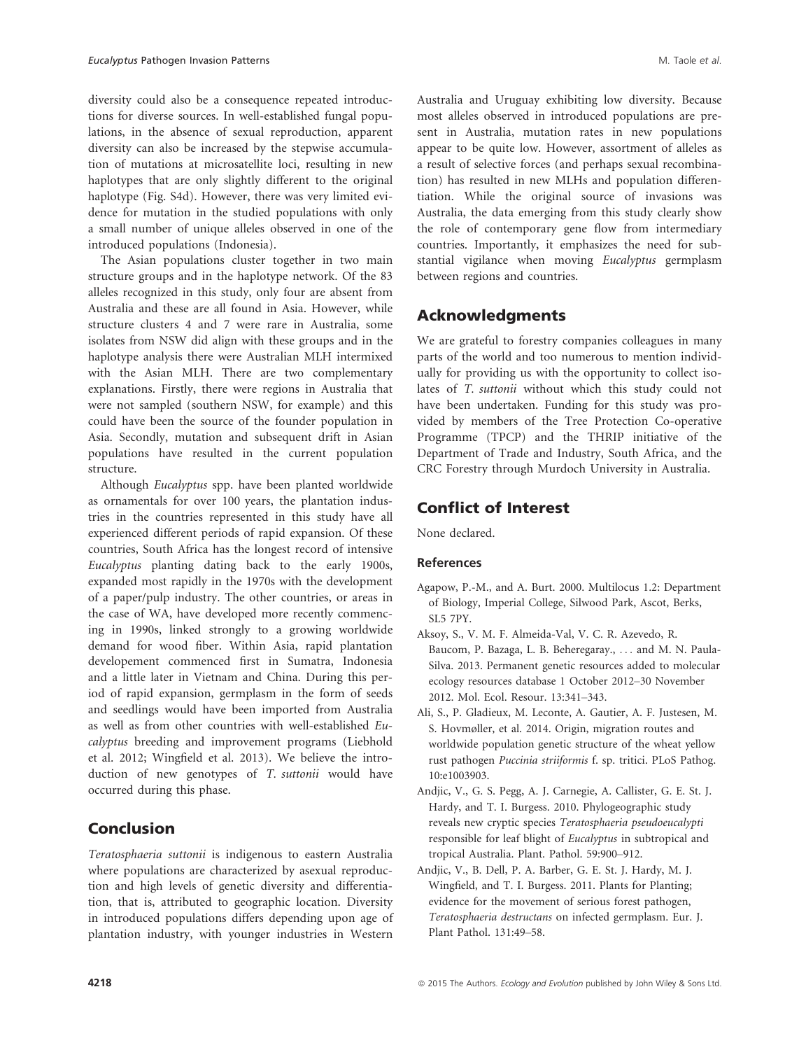diversity could also be a consequence repeated introductions for diverse sources. In well-established fungal populations, in the absence of sexual reproduction, apparent diversity can also be increased by the stepwise accumulation of mutations at microsatellite loci, resulting in new haplotypes that are only slightly different to the original haplotype (Fig. S4d). However, there was very limited evidence for mutation in the studied populations with only a small number of unique alleles observed in one of the introduced populations (Indonesia).

The Asian populations cluster together in two main structure groups and in the haplotype network. Of the 83 alleles recognized in this study, only four are absent from Australia and these are all found in Asia. However, while structure clusters 4 and 7 were rare in Australia, some isolates from NSW did align with these groups and in the haplotype analysis there were Australian MLH intermixed with the Asian MLH. There are two complementary explanations. Firstly, there were regions in Australia that were not sampled (southern NSW, for example) and this could have been the source of the founder population in Asia. Secondly, mutation and subsequent drift in Asian populations have resulted in the current population structure.

Although *Eucalyptus* spp. have been planted worldwide as ornamentals for over 100 years, the plantation industries in the countries represented in this study have all experienced different periods of rapid expansion. Of these countries, South Africa has the longest record of intensive *Eucalyptus* planting dating back to the early 1900s, expanded most rapidly in the 1970s with the development of a paper/pulp industry. The other countries, or areas in the case of WA, have developed more recently commencing in 1990s, linked strongly to a growing worldwide demand for wood fiber. Within Asia, rapid plantation developement commenced first in Sumatra, Indonesia and a little later in Vietnam and China. During this period of rapid expansion, germplasm in the form of seeds and seedlings would have been imported from Australia as well as from other countries with well-established *Eucalyptus* breeding and improvement programs (Liebhold et al. 2012; Wingfield et al. 2013). We believe the introduction of new genotypes of *T. suttonii* would have occurred during this phase.

## Conclusion

*Teratosphaeria suttonii* is indigenous to eastern Australia where populations are characterized by asexual reproduction and high levels of genetic diversity and differentiation, that is, attributed to geographic location. Diversity in introduced populations differs depending upon age of plantation industry, with younger industries in Western Australia and Uruguay exhibiting low diversity. Because most alleles observed in introduced populations are present in Australia, mutation rates in new populations appear to be quite low. However, assortment of alleles as a result of selective forces (and perhaps sexual recombination) has resulted in new MLHs and population differentiation. While the original source of invasions was Australia, the data emerging from this study clearly show the role of contemporary gene flow from intermediary countries. Importantly, it emphasizes the need for substantial vigilance when moving *Eucalyptus* germplasm between regions and countries.

## Acknowledgments

We are grateful to forestry companies colleagues in many parts of the world and too numerous to mention individually for providing us with the opportunity to collect isolates of *T. suttonii* without which this study could not have been undertaken. Funding for this study was provided by members of the Tree Protection Co-operative Programme (TPCP) and the THRIP initiative of the Department of Trade and Industry, South Africa, and the CRC Forestry through Murdoch University in Australia.

## Conflict of Interest

None declared.

### References

Agapow, P.-M., and A. Burt. 2000. Multilocus 1.2: Department of Biology, Imperial College, Silwood Park, Ascot, Berks, SL5 7PY.

Aksoy, S., V. M. F. Almeida-Val, V. C. R. Azevedo, R. Baucom, P. Bazaga, L. B. Beheregaray., ... and M. N. Paula-Silva. 2013. Permanent genetic resources added to molecular ecology resources database 1 October 2012–30 November 2012. Mol. Ecol. Resour. 13:341–343.

Ali, S., P. Gladieux, M. Leconte, A. Gautier, A. F. Justesen, M. S. Hovmøller, et al. 2014. Origin, migration routes and worldwide population genetic structure of the wheat yellow rust pathogen *Puccinia striiformis* f. sp. tritici. PLoS Pathog. 10:e1003903.

Andjic, V., G. S. Pegg, A. J. Carnegie, A. Callister, G. E. St. J. Hardy, and T. I. Burgess. 2010. Phylogeographic study reveals new cryptic species *Teratosphaeria pseudoeucalypti* responsible for leaf blight of *Eucalyptus* in subtropical and tropical Australia. Plant. Pathol. 59:900–912.

Andjic, V., B. Dell, P. A. Barber, G. E. St. J. Hardy, M. J. Wingfield, and T. I. Burgess. 2011. Plants for Planting; evidence for the movement of serious forest pathogen, *Teratosphaeria destructans* on infected germplasm. Eur. J. Plant Pathol. 131:49–58.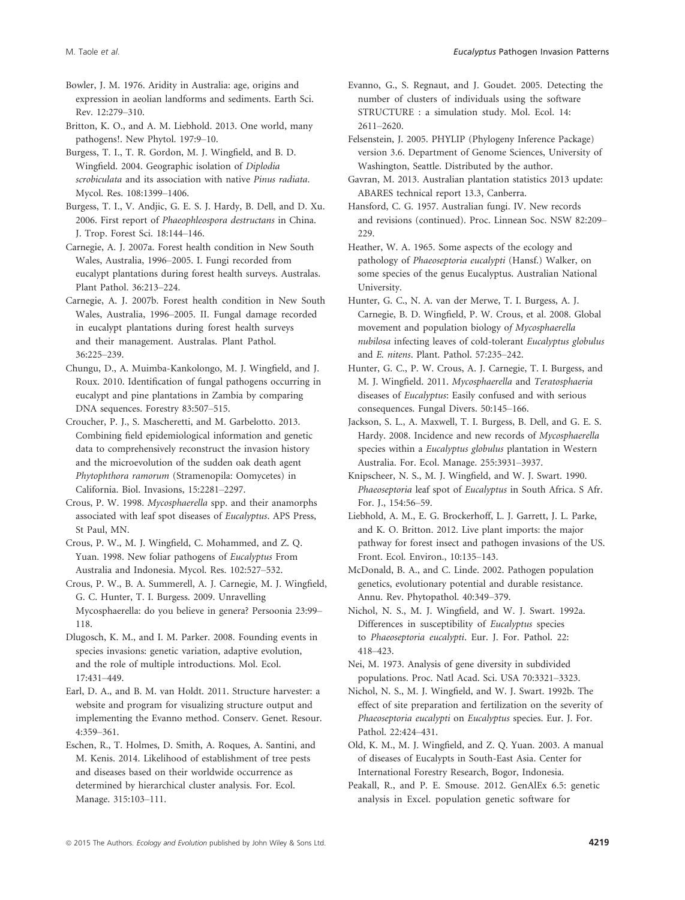Bowler, J. M. 1976. Aridity in Australia: age, origins and expression in aeolian landforms and sediments. Earth Sci. Rev. 12:279–310.

Britton, K. O., and A. M. Liebhold. 2013. One world, many pathogens!. New Phytol. 197:9–10.

Burgess, T. I., T. R. Gordon, M. J. Wingfield, and B. D. Wingfield. 2004. Geographic isolation of *Diplodia scrobiculata* and its association with native *Pinus radiata*. Mycol. Res. 108:1399–1406.

Burgess, T. I., V. Andjic, G. E. S. J. Hardy, B. Dell, and D. Xu. 2006. First report of *Phaeophleospora destructans* in China. J. Trop. Forest Sci. 18:144–146.

Carnegie, A. J. 2007a. Forest health condition in New South Wales, Australia, 1996–2005. I. Fungi recorded from eucalypt plantations during forest health surveys. Australas. Plant Pathol. 36:213–224.

Carnegie, A. J. 2007b. Forest health condition in New South Wales, Australia, 1996–2005. II. Fungal damage recorded in eucalypt plantations during forest health surveys and their management. Australas. Plant Pathol. 36:225–239.

Chungu, D., A. Muimba-Kankolongo, M. J. Wingfield, and J. Roux. 2010. Identification of fungal pathogens occurring in eucalypt and pine plantations in Zambia by comparing DNA sequences. Forestry 83:507–515.

Croucher, P. J., S. Mascheretti, and M. Garbelotto. 2013. Combining field epidemiological information and genetic data to comprehensively reconstruct the invasion history and the microevolution of the sudden oak death agent *Phytophthora ramorum* (Stramenopila: Oomycetes) in California. Biol. Invasions, 15:2281–2297.

Crous, P. W. 1998. *Mycosphaerella* spp. and their anamorphs associated with leaf spot diseases of *Eucalyptus*. APS Press, St Paul, MN.

Crous, P. W., M. J. Wingfield, C. Mohammed, and Z. Q. Yuan. 1998. New foliar pathogens of *Eucalyptus* From Australia and Indonesia. Mycol. Res. 102:527–532.

Crous, P. W., B. A. Summerell, A. J. Carnegie, M. J. Wingfield, G. C. Hunter, T. I. Burgess. 2009. Unravelling Mycosphaerella: do you believe in genera? Persoonia 23:99–118.

Dlugosch, K. M., and I. M. Parker. 2008. Founding events in species invasions: genetic variation, adaptive evolution, and the role of multiple introductions. Mol. Ecol. 17:431–449.

Earl, D. A., and B. M. van Holdt. 2011. Structure harvester: a website and program for visualizing structure output and implementing the Evanno method. Conserv. Genet. Resour. 4:359–361.

Eschen, R., T. Holmes, D. Smith, A. Roques, A. Santini, and M. Kenis. 2014. Likelihood of establishment of tree pests and diseases based on their worldwide occurrence as determined by hierarchical cluster analysis. For. Ecol. Manage. 315:103–111.

Evanno, G., S. Regnaut, and J. Goudet. 2005. Detecting the number of clusters of individuals using the software STRUCTURE : a simulation study. Mol. Ecol. 14: 2611–2620.

Felsenstein, J. 2005. PHYLIP (Phylogeny Inference Package) version 3.6. Department of Genome Sciences, University of Washington, Seattle. Distributed by the author.

Gavran, M. 2013. Australian plantation statistics 2013 update: ABARES technical report 13.3, Canberra.

Hansford, C. G. 1957. Australian fungi. IV. New records and revisions (continued). Proc. Linnean Soc. NSW 82:209–229.

Heather, W. A. 1965. Some aspects of the ecology and pathology of *Phaeoseptoria eucalypti* (Hansf.) Walker, on some species of the genus Eucalyptus. Australian National University.

Hunter, G. C., N. A. van der Merwe, T. I. Burgess, A. J. Carnegie, B. D. Wingfield, P. W. Crous, et al. 2008. Global movement and population biology of *Mycosphaerella nubilosa* infecting leaves of cold-tolerant *Eucalyptus globulus* and *E. nitens*. Plant. Pathol. 57:235–242.

Hunter, G. C., P. W. Crous, A. J. Carnegie, T. I. Burgess, and M. J. Wingfield. 2011. *Mycosphaerella* and *Teratosphaeria* diseases of *Eucalyptus*: Easily confused and with serious consequences. Fungal Divers. 50:145–166.

Jackson, S. L., A. Maxwell, T. I. Burgess, B. Dell, and G. E. S. Hardy. 2008. Incidence and new records of *Mycosphaerella* species within a *Eucalyptus globulus* plantation in Western Australia. For. Ecol. Manage. 255:3931–3937.

Knipscheer, N. S., M. J. Wingfield, and W. J. Swart. 1990. *Phaeoseptoria* leaf spot of *Eucalyptus* in South Africa. S Afr. For. J., 154:56–59.

Liebhold, A. M., E. G. Brockerhoff, L. J. Garrett, J. L. Parke, and K. O. Britton. 2012. Live plant imports: the major pathway for forest insect and pathogen invasions of the US. Front. Ecol. Environ., 10:135–143.

McDonald, B. A., and C. Linde. 2002. Pathogen population genetics, evolutionary potential and durable resistance. Annu. Rev. Phytopathol. 40:349–379.

Nichol, N. S., M. J. Wingfield, and W. J. Swart. 1992a. Differences in susceptibility of *Eucalyptus* species to *Phaeoseptoria eucalypti*. Eur. J. For. Pathol. 22: 418–423.

Nei, M. 1973. Analysis of gene diversity in subdivided populations. Proc. Natl Acad. Sci. USA 70:3321–3323.

Nichol, N. S., M. J. Wingfield, and W. J. Swart. 1992b. The effect of site preparation and fertilization on the severity of *Phaeoseptoria eucalypti* on *Eucalyptus* species. Eur. J. For. Pathol. 22:424–431.

Old, K. M., M. J. Wingfield, and Z. Q. Yuan. 2003. A manual of diseases of Eucalypts in South-East Asia. Center for International Forestry Research, Bogor, Indonesia.

Peakall, R., and P. E. Smouse. 2012. GenAlEx 6.5: genetic analysis in Excel. population genetic software for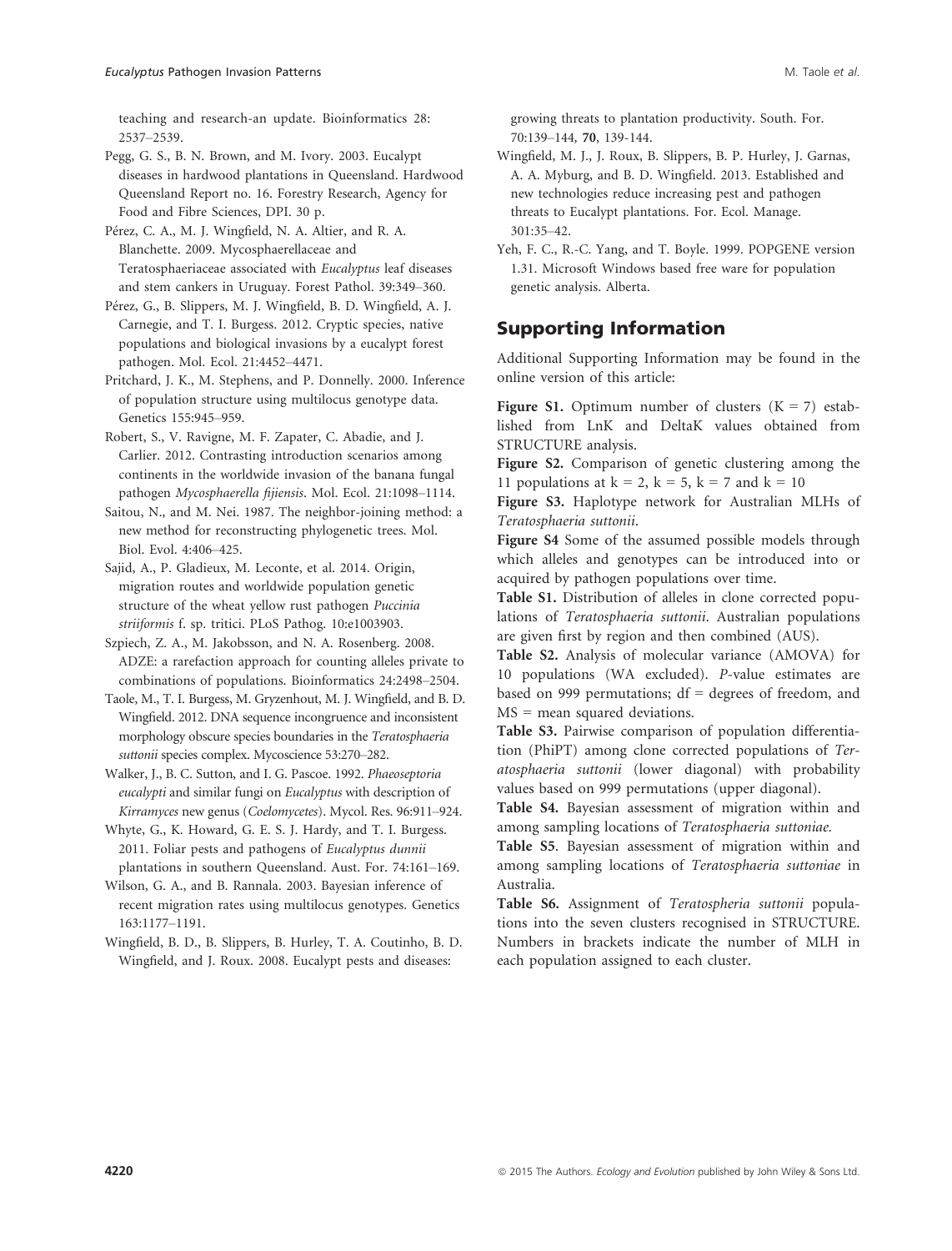teaching and research-an update. Bioinformatics 28: 2537–2539.

Pegg, G. S., B. N. Brown, and M. Ivory. 2003. Eucalypt diseases in hardwood plantations in Queensland. Hardwood Queensland Report no. 16. Forestry Research, Agency for Food and Fibre Sciences, DPI. 30 p.

Pérez, C. A., M. J. Wingfield, N. A. Altier, and R. A. Blanchette. 2009. Mycosphaerellaceae and Teratosphaeriaceae associated with *Eucalyptus* leaf diseases and stem cankers in Uruguay. Forest Pathol. 39:349–360.

Pérez, G., B. Slippers, M. J. Wingfield, B. D. Wingfield, A. J. Carnegie, and T. I. Burgess. 2012. Cryptic species, native populations and biological invasions by a eucalypt forest pathogen. Mol. Ecol. 21:4452–4471.

Pritchard, J. K., M. Stephens, and P. Donnelly. 2000. Inference of population structure using multilocus genotype data. Genetics 155:945–959.

Robert, S., V. Ravigne, M. F. Zapater, C. Abadie, and J. Carlier. 2012. Contrasting introduction scenarios among continents in the worldwide invasion of the banana fungal pathogen *Mycosphaerella fijiensis*. Mol. Ecol. 21:1098–1114.

Saitou, N., and M. Nei. 1987. The neighbor-joining method: a new method for reconstructing phylogenetic trees. Mol. Biol. Evol. 4:406–425.

Sajid, A., P. Gladieux, M. Leconte, et al. 2014. Origin, migration routes and worldwide population genetic structure of the wheat yellow rust pathogen *Puccinia striiformis* f. sp. tritici. PLoS Pathog. 10:e1003903.

Szpiech, Z. A., M. Jakobsson, and N. A. Rosenberg. 2008. ADZE: a rarefaction approach for counting alleles private to combinations of populations. Bioinformatics 24:2498–2504.

Taole, M., T. I. Burgess, M. Gryzenhout, M. J. Wingfield, and B. D. Wingfield. 2012. DNA sequence incongruence and inconsistent morphology obscure species boundaries in the *Teratosphaeria suttonii* species complex. Mycoscience 53:270–282.

Walker, J., B. C. Sutton, and I. G. Pascoe. 1992. *Phaeoseptoria eucalypti* and similar fungi on *Eucalyptus* with description of *Kirramyces* new genus (*Coelomycetes*). Mycol. Res. 96:911–924.

Whyte, G., K. Howard, G. E. S. J. Hardy, and T. I. Burgess. 2011. Foliar pests and pathogens of *Eucalyptus dunnii* plantations in southern Queensland. Aust. For. 74:161–169.

Wilson, G. A., and B. Rannala. 2003. Bayesian inference of recent migration rates using multilocus genotypes. Genetics 163:1177–1191.

Wingfield, B. D., B. Slippers, B. Hurley, T. A. Coutinho, B. D. Wingfield, and J. Roux. 2008. Eucalypt pests and diseases: growing threats to plantation productivity. South. For. 70:139–144, **70**, 139-144.

Wingfield, M. J., J. Roux, B. Slippers, B. P. Hurley, J. Garnas, A. A. Myburg, and B. D. Wingfield. 2013. Established and new technologies reduce increasing pest and pathogen threats to Eucalypt plantations. For. Ecol. Manage. 301:35–42.

Yeh, F. C., R.-C. Yang, and T. Boyle. 1999. POPGENE version 1.31. Microsoft Windows based free ware for population genetic analysis. Alberta.

## Supporting Information

Additional Supporting Information may be found in the online version of this article:

**Figure S1.** Optimum number of clusters (K = 7) established from LnK and DeltaK values obtained from STRUCTURE analysis.

**Figure S2.** Comparison of genetic clustering among the 11 populations at k = 2, k = 5, k = 7 and k = 10

**Figure S3.** Haplotype network for Australian MLHs of *Teratosphaeria suttonii*.

**Figure S4** Some of the assumed possible models through which alleles and genotypes can be introduced into or acquired by pathogen populations over time.

**Table S1.** Distribution of alleles in clone corrected populations of *Teratosphaeria suttonii*. Australian populations are given first by region and then combined (AUS).

**Table S2.** Analysis of molecular variance (AMOVA) for 10 populations (WA excluded). *P*-value estimates are based on 999 permutations; df = degrees of freedom, and MS = mean squared deviations.

**Table S3.** Pairwise comparison of population differentiation (PhiPT) among clone corrected populations of *Teratosphaeria suttonii* (lower diagonal) with probability values based on 999 permutations (upper diagonal).

**Table S4.** Bayesian assessment of migration within and among sampling locations of *Teratosphaeria suttoniae*.

**Table S5.** Bayesian assessment of migration within and among sampling locations of *Teratosphaeria suttoniae* in Australia.

**Table S6.** Assignment of *Teratospheria suttonii* populations into the seven clusters recognised in STRUCTURE. Numbers in brackets indicate the number of MLH in each population assigned to each cluster.